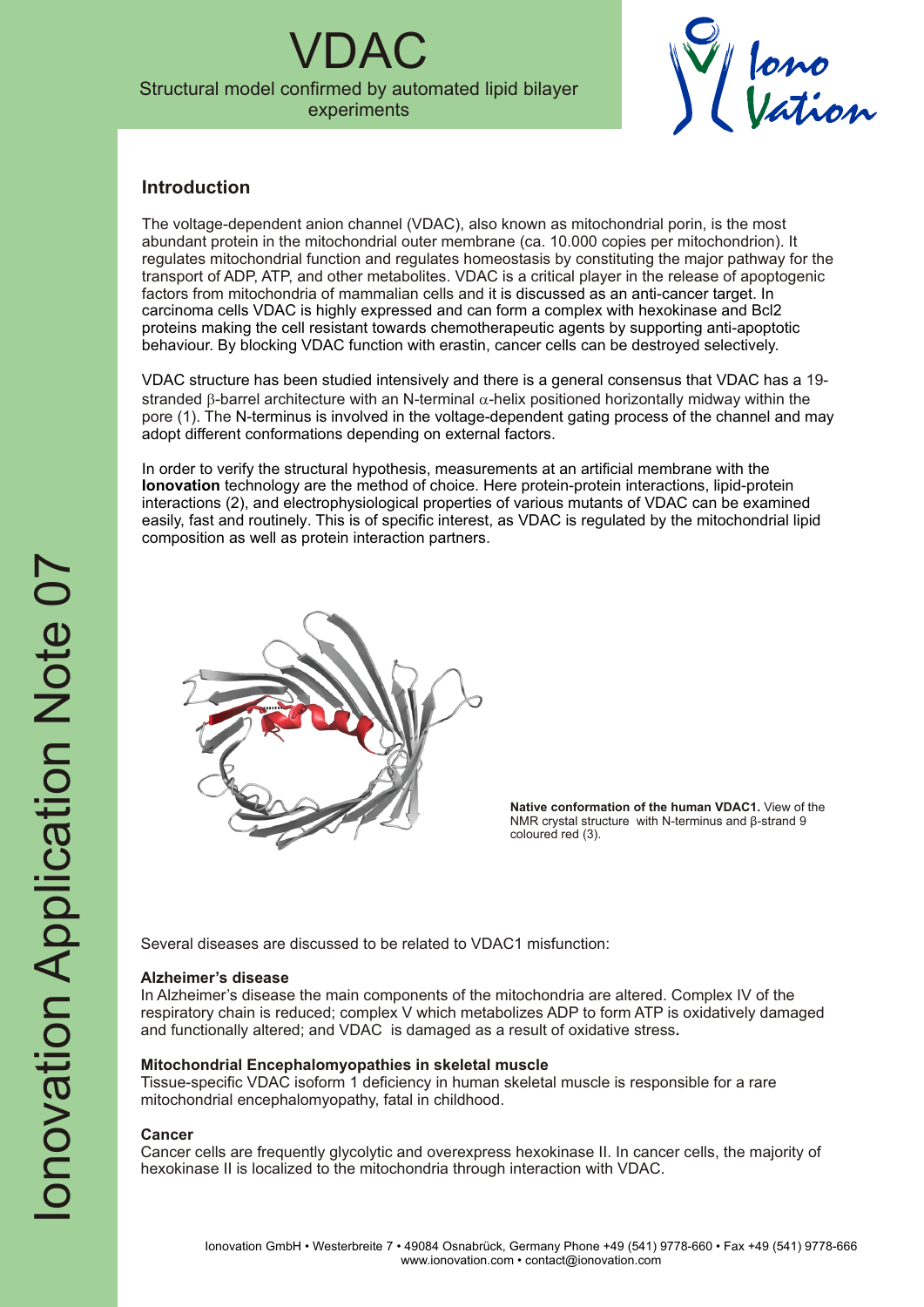# VDAC

Structural model confirmed by automated lipid bilayer experiments

## Introduction

The voltage-dependent anion channel (VDAC), also known as mitochondrial porin, is the most abundant protein in the mitochondrial outer membrane (ca. 10.000 copies per mitochondrion). It regulates mitochondrial function and regulates homeostasis by constituting the major pathway for the transport of ADP, ATP, and other metabolites. VDAC is a critical player in the release of apoptogenic factors from mitochondria of mammalian cells and it is discussed as an anti-cancer target. In carcinoma cells VDAC is highly expressed and can form a complex with hexokinase and Bcl2 proteins making the cell resistant towards chemotherapeutic agents by supporting anti-apoptotic behaviour. By blocking VDAC function with erastin, cancer cells can be destroyed selectively.

VDAC structure has been studied intensively and there is a general consensus that VDAC has a 19-stranded $\beta$-barrel architecture with an N-terminal $\alpha$-helix positioned horizontally midway within the pore (1). The N-terminus is involved in the voltage-dependent gating process of the channel and may adopt different conformations depending on external factors.

In order to verify the structural hypothesis, measurements at an artificial membrane with the **Ionovation** technology are the method of choice. Here protein-protein interactions, lipid-protein interactions (2), and electrophysiological properties of various mutants of VDAC can be examined easily, fast and routinely. This is of specific interest, as VDAC is regulated by the mitochondrial lipid composition as well as protein interaction partners.

**Native conformation of the human VDAC1.** View of the NMR crystal structure with N-terminus and $\beta$-strand 9 coloured red (3).

Several diseases are discussed to be related to VDAC1 misfunction:

**Alzheimer's disease**
In Alzheimer's disease the main components of the mitochondria are altered. Complex IV of the respiratory chain is reduced; complex V which metabolizes ADP to form ATP is oxidatively damaged and functionally altered; and VDAC is damaged as a result of oxidative stress.

**Mitochondrial Encephalomyopathies in skeletal muscle**
Tissue-specific VDAC isoform 1 deficiency in human skeletal muscle is responsible for a rare mitochondrial encephalomyopathy, fatal in childhood.

**Cancer**
Cancer cells are frequently glycolytic and overexpress hexokinase II. In cancer cells, the majority of hexokinase II is localized to the mitochondria through interaction with VDAC.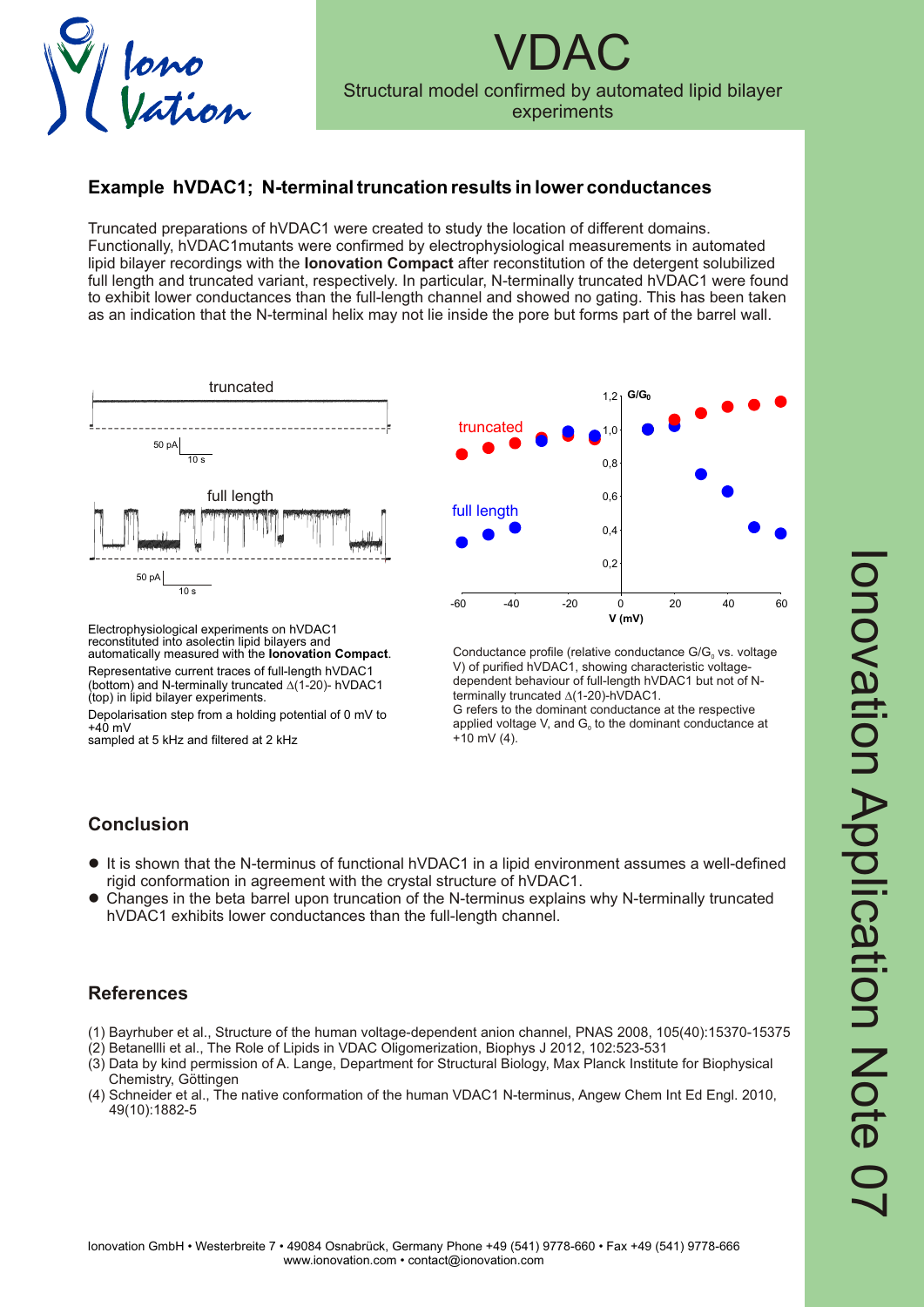# VDAC

Structural model confirmed by automated lipid bilayer experiments

## Example hVDAC1; N-terminal truncation results in lower conductances

Truncated preparations of hVDAC1 were created to study the location of different domains. Functionally, hVDAC1mutants were confirmed by electrophysiological measurements in automated lipid bilayer recordings with the **Ionovation Compact** after reconstitution of the detergent solubilized full length and truncated variant, respectively. In particular, N-terminally truncated hVDAC1 were found to exhibit lower conductances than the full-length channel and showed no gating. This has been taken as an indication that the N-terminal helix may not lie inside the pore but forms part of the barrel wall.

truncated

50 pA

10 s

full length

50 pA

10 s

Electrophysiological experiments on hVDAC1 reconstituted into asolectin lipid bilayers and automatically measured with the **Ionovation Compact**.

Representative current traces of full-length hVDAC1 (bottom) and N-terminally truncated $\Delta$(1-20)- hVDAC1 (top) in lipid bilayer experiments.

Depolarisation step from a holding potential of 0 mV to +40 mV

sampled at 5 kHz and filtered at 2 kHz

$G/G_0$

1,2

1,0

0,8

0,6

0,4

0,2

truncated

full length

-60 -40 -20 0 20 40 60

V (mV)

Conductance profile (relative conductance $G/G_0$ vs. voltage V) of purified hVDAC1, showing characteristic voltage-dependent behaviour of full-length hVDAC1 but not of N-terminally truncated $\Delta$(1-20)-hVDAC1.

G refers to the dominant conductance at the respective applied voltage V, and $G_0$ to the dominant conductance at +10 mV (4).

## Conclusion

- It is shown that the N-terminus of functional hVDAC1 in a lipid environment assumes a well-defined rigid conformation in agreement with the crystal structure of hVDAC1.
- Changes in the beta barrel upon truncation of the N-terminus explains why N-terminally truncated hVDAC1 exhibits lower conductances than the full-length channel.

## References

(1) Bayrhuber et al., Structure of the human voltage-dependent anion channel, PNAS 2008, 105(40):15370-15375
(2) Betanellli et al., The Role of Lipids in VDAC Oligomerization, Biophys J 2012, 102:523-531
(3) Data by kind permission of A. Lange, Department for Structural Biology, Max Planck Institute for Biophysical Chemistry, Göttingen
(4) Schneider et al., The native conformation of the human VDAC1 N-terminus, Angew Chem Int Ed Engl. 2010, 49(10):1882-5

Ionovation GmbH • Westerbreite 7 • 49084 Osnabrück, Germany Phone +49 (541) 9778-660 • Fax +49 (541) 9778-666
www.ionovation.com • contact@ionovation.com